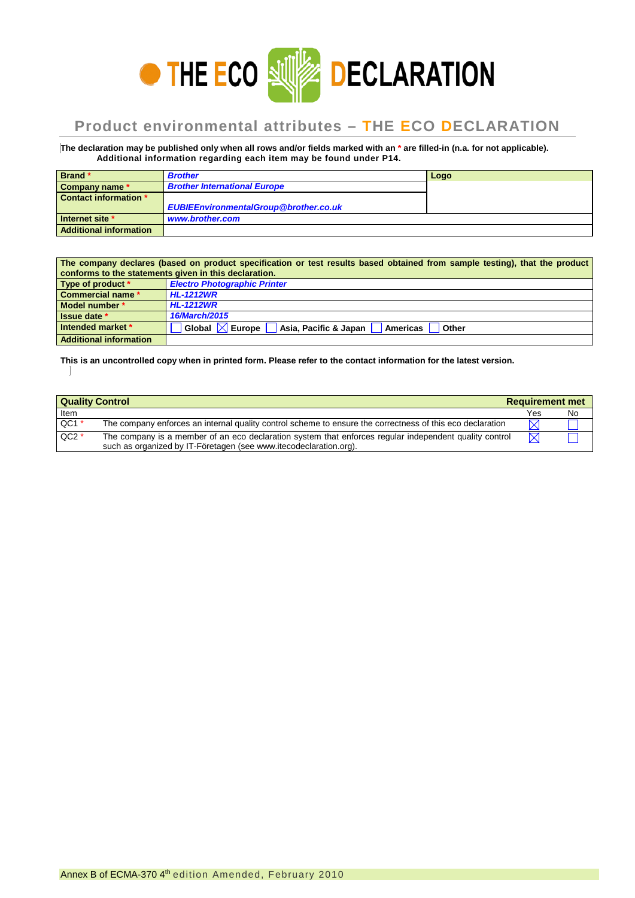# THE ECO DECLARATION

## Product environmental attributes – THE ECO DECLARATION

**The declaration may be published only when all rows and/or fields marked with an * are filled-in (n.a. for not applicable). Additional information regarding each item may be found under P14.**

| | | |
|---|---|---|
| **Brand *** | ***Brother*** | **Logo** |
| **Company name *** | ***Brother International Europe*** | |
| **Contact information *** | ***EUBIEEnvironmentalGroup@brother.co.uk*** | |
| **Internet site *** | ***www.brother.com*** | |
| **Additional information** | | |

| **The company declares (based on product specification or test results based obtained from sample testing), that the product conforms to the statements given in this declaration.** | |
|---|---|
| **Type of product *** | ***Electro Photographic Printer*** |
| **Commercial name *** | ***HL-1212WR*** |
| **Model number *** | ***HL-1212WR*** |
| **Issue date *** | ***16/March/2015*** |
| **Intended market *** | ☐ **Global** ☒ **Europe** ☐ **Asia, Pacific & Japan** ☐ **Americas** ☐ **Other** |
| **Additional information** | |

**This is an uncontrolled copy when in printed form. Please refer to the contact information for the latest version.**

| **Quality Control** | | **Requirement met** | |
|---|---|---|---|
| Item | | Yes | No |
| QC1 * | The company enforces an internal quality control scheme to ensure the correctness of this eco declaration | ☒ | ☐ |
| QC2 * | The company is a member of an eco declaration system that enforces regular independent quality control such as organized by IT-Företagen (see www.itecodeclaration.org). | ☒ | ☐ |

Annex B of ECMA-370 4th edition Amended, February 2010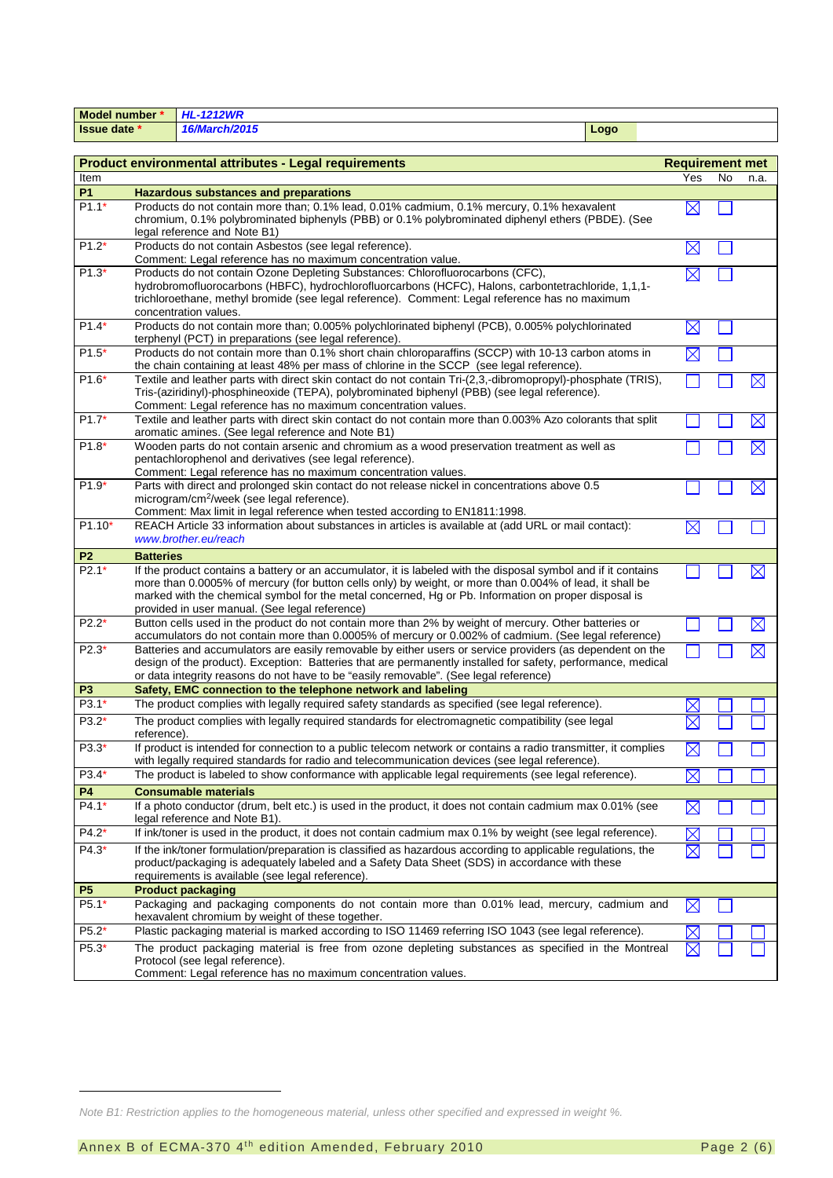| Model number * | *HL-1212WR* | | |
|---|---|---|---|
| Issue date * | *16/March/2015* | Logo | |

| Item | Product environmental attributes - Legal requirements | Requirement met Yes | No | n.a. |
|---|---|---|---|---|
| **P1** | **Hazardous substances and preparations** | | | |
| P1.1* | Products do not contain more than; 0.1% lead, 0.01% cadmium, 0.1% mercury, 0.1% hexavalent chromium, 0.1% polybrominated biphenyls (PBB) or 0.1% polybrominated diphenyl ethers (PBDE). (See legal reference and Note B1) | ☒ | ☐ | |
| P1.2* | Products do not contain Asbestos (see legal reference). Comment: Legal reference has no maximum concentration value. | ☒ | ☐ | |
| P1.3* | Products do not contain Ozone Depleting Substances: Chlorofluorocarbons (CFC), hydrobromofluorocarbons (HBFC), hydrochlorofluorcarbons (HCFC), Halons, carbontetrachloride, 1,1,1-trichloroethane, methyl bromide (see legal reference). Comment: Legal reference has no maximum concentration values. | ☒ | ☐ | |
| P1.4* | Products do not contain more than; 0.005% polychlorinated biphenyl (PCB), 0.005% polychlorinated terphenyl (PCT) in preparations (see legal reference). | ☒ | ☐ | |
| P1.5* | Products do not contain more than 0.1% short chain chloroparaffins (SCCP) with 10-13 carbon atoms in the chain containing at least 48% per mass of chlorine in the SCCP (see legal reference). | ☒ | ☐ | |
| P1.6* | Textile and leather parts with direct skin contact do not contain Tri-(2,3,-dibromopropyl)-phosphate (TRIS), Tris-(aziridinyl)-phosphineoxide (TEPA), polybrominated biphenyl (PBB) (see legal reference). Comment: Legal reference has no maximum concentration values. | ☐ | ☐ | ☒ |
| P1.7* | Textile and leather parts with direct skin contact do not contain more than 0.003% Azo colorants that split aromatic amines. (See legal reference and Note B1) | ☐ | ☐ | ☒ |
| P1.8* | Wooden parts do not contain arsenic and chromium as a wood preservation treatment as well as pentachlorophenol and derivatives (see legal reference). Comment: Legal reference has no maximum concentration values. | ☐ | ☐ | ☒ |
| P1.9* | Parts with direct and prolonged skin contact do not release nickel in concentrations above 0.5 microgram/cm$^2$/week (see legal reference). Comment: Max limit in legal reference when tested according to EN1811:1998. | ☐ | ☐ | ☒ |
| P1.10* | REACH Article 33 information about substances in articles is available at (add URL or mail contact): *www.brother.eu/reach* | ☒ | ☐ | ☐ |
| **P2** | **Batteries** | | | |
| P2.1* | If the product contains a battery or an accumulator, it is labeled with the disposal symbol and if it contains more than 0.0005% of mercury (for button cells only) by weight, or more than 0.004% of lead, it shall be marked with the chemical symbol for the metal concerned, Hg or Pb. Information on proper disposal is provided in user manual. (See legal reference) | ☐ | ☐ | ☒ |
| P2.2* | Button cells used in the product do not contain more than 2% by weight of mercury. Other batteries or accumulators do not contain more than 0.0005% of mercury or 0.002% of cadmium. (See legal reference) | ☐ | ☐ | ☒ |
| P2.3* | Batteries and accumulators are easily removable by either users or service providers (as dependent on the design of the product). Exception: Batteries that are permanently installed for safety, performance, medical or data integrity reasons do not have to be "easily removable". (See legal reference) | ☐ | ☐ | ☒ |
| **P3** | **Safety, EMC connection to the telephone network and labeling** | | | |
| P3.1* | The product complies with legally required safety standards as specified (see legal reference). | ☒ | ☐ | ☐ |
| P3.2* | The product complies with legally required standards for electromagnetic compatibility (see legal reference). | ☒ | ☐ | ☐ |
| P3.3* | If product is intended for connection to a public telecom network or contains a radio transmitter, it complies with legally required standards for radio and telecommunication devices (see legal reference). | ☒ | ☐ | ☐ |
| P3.4* | The product is labeled to show conformance with applicable legal requirements (see legal reference). | ☒ | ☐ | ☐ |
| **P4** | **Consumable materials** | | | |
| P4.1* | If a photo conductor (drum, belt etc.) is used in the product, it does not contain cadmium max 0.01% (see legal reference and Note B1). | ☒ | ☐ | ☐ |
| P4.2* | If ink/toner is used in the product, it does not contain cadmium max 0.1% by weight (see legal reference). | ☒ | ☐ | ☐ |
| P4.3* | If the ink/toner formulation/preparation is classified as hazardous according to applicable regulations, the product/packaging is adequately labeled and a Safety Data Sheet (SDS) in accordance with these requirements is available (see legal reference). | ☒ | ☐ | ☐ |
| **P5** | **Product packaging** | | | |
| P5.1* | Packaging and packaging components do not contain more than 0.01% lead, mercury, cadmium and hexavalent chromium by weight of these together. | ☒ | ☐ | |
| P5.2* | Plastic packaging material is marked according to ISO 11469 referring ISO 1043 (see legal reference). | ☒ | ☐ | ☐ |
| P5.3* | The product packaging material is free from ozone depleting substances as specified in the Montreal Protocol (see legal reference). Comment: Legal reference has no maximum concentration values. | ☒ | ☐ | ☐ |

*Note B1: Restriction applies to the homogeneous material, unless other specified and expressed in weight %.*

Annex B of ECMA-370 4th edition Amended, February 2010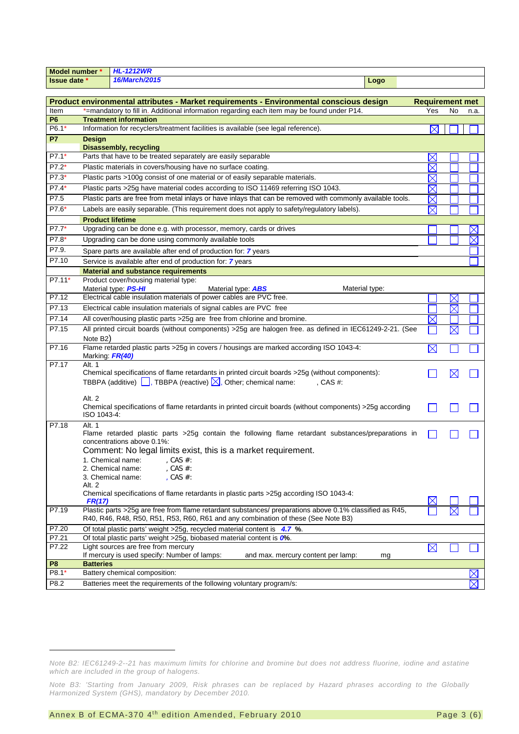| Model number * | *HL-1212WR* | | |
|---|---|---|---|
| Issue date * | *16/March/2015* | Logo | |

| Product environmental attributes - Market requirements - Environmental conscious design | | Requirement met | | |
|---|---|---|---|---|
| Item | *=mandatory to fill in. Additional information regarding each item may be found under P14. | Yes | No | n.a. |
| **P6** | **Treatment information** | | | |
| P6.1* | Information for recyclers/treatment facilities is available (see legal reference). | ☒ | ☐ | ☐ |
| **P7** | **Design**<br>**Disassembly, recycling** | | | |
| P7.1* | Parts that have to be treated separately are easily separable | ☒ | ☐ | ☐ |
| P7.2* | Plastic materials in covers/housing have no surface coating. | ☒ | ☐ | ☐ |
| P7.3* | Plastic parts >100g consist of one material or of easily separable materials. | ☒ | ☐ | ☐ |
| P7.4* | Plastic parts >25g have material codes according to ISO 11469 referring ISO 1043. | ☒ | ☐ | ☐ |
| P7.5 | Plastic parts are free from metal inlays or have inlays that can be removed with commonly available tools. | ☒ | ☐ | ☐ |
| P7.6* | Labels are easily separable. (This requirement does not apply to safety/regulatory labels). | ☒ | ☐ | ☐ |
| | **Product lifetime** | | | |
| P7.7* | Upgrading can be done e.g. with processor, memory, cards or drives | ☐ | ☐ | ☒ |
| P7.8* | Upgrading can be done using commonly available tools | ☐ | ☐ | ☒ |
| P7.9. | Spare parts are available after end of production for: ***7*** years | | | ☐ |
| P7.10 | Service is available after end of production for: ***7*** years | | | ☐ |
| | **Material and substance requirements** | | | |
| P7.11* | Product cover/housing material type:<br>Material type: ***PS-HI*** Material type: ***ABS*** Material type: | | | |
| P7.12 | Electrical cable insulation materials of power cables are PVC free. | ☐ | ☒ | ☐ |
| P7.13 | Electrical cable insulation materials of signal cables are PVC free | ☐ | ☒ | ☐ |
| P7.14 | All cover/housing plastic parts >25g are free from chlorine and bromine. | ☒ | ☐ | ☐ |
| P7.15 | All printed circuit boards (without components) >25g are halogen free. as defined in IEC61249-2-21. (See Note B2) | ☐ | ☒ | ☐ |
| P7.16 | Flame retarded plastic parts >25g in covers / housings are marked according ISO 1043-4:<br>Marking: ***FR(40)*** | ☒ | ☐ | ☐ |
| P7.17 | Alt. 1<br>Chemical specifications of flame retardants in printed circuit boards >25g (without components):<br>TBBPA (additive) ☐, TBBPA (reactive) ☒, Other; chemical name: , CAS #: | ☐ | ☒ | ☐ |
| | Alt. 2<br>Chemical specifications of flame retardants in printed circuit boards (without components) >25g according ISO 1043-4: | ☐ | ☐ | ☐ |
| P7.18 | Alt. 1<br>Flame retarded plastic parts >25g contain the following flame retardant substances/preparations in concentrations above 0.1%:<br>Comment: No legal limits exist, this is a market requirement.<br>1. Chemical name: , CAS #:<br>2. Chemical name: , CAS #:<br>3. Chemical name: , CAS #: | ☐ | ☐ | ☐ |
| | Alt. 2<br>Chemical specifications of flame retardants in plastic parts >25g according ISO 1043-4:<br>***FR(17)*** | ☒ | ☐ | ☐ |
| P7.19 | Plastic parts >25g are free from flame retardant substances/ preparations above 0.1% classified as R45, R40, R46, R48, R50, R51, R53, R60, R61 and any combination of these (See Note B3) | ☐ | ☒ | ☐ |
| P7.20 | Of total plastic parts' weight >25g, recycled material content is ***4.7*** %. | | | |
| P7.21 | Of total plastic parts' weight >25g, biobased material content is ***0***%. | | | |
| P7.22 | Light sources are free from mercury<br>If mercury is used specify: Number of lamps: and max. mercury content per lamp: mg | ☒ | ☐ | ☐ |
| **P8** | **Batteries** | | | |
| P8.1* | Battery chemical composition: | | | ☒ |
| P8.2 | Batteries meet the requirements of the following voluntary program/s: | | | ☒ |

*Note B2: IEC61249-2--21 has maximum limits for chlorine and bromine but does not address fluorine, iodine and astatine which are included in the group of halogens.*

*Note B3: 'Starting from January 2009, Risk phrases can be replaced by Hazard phrases according to the Globally Harmonized System (GHS), mandatory by December 2010.*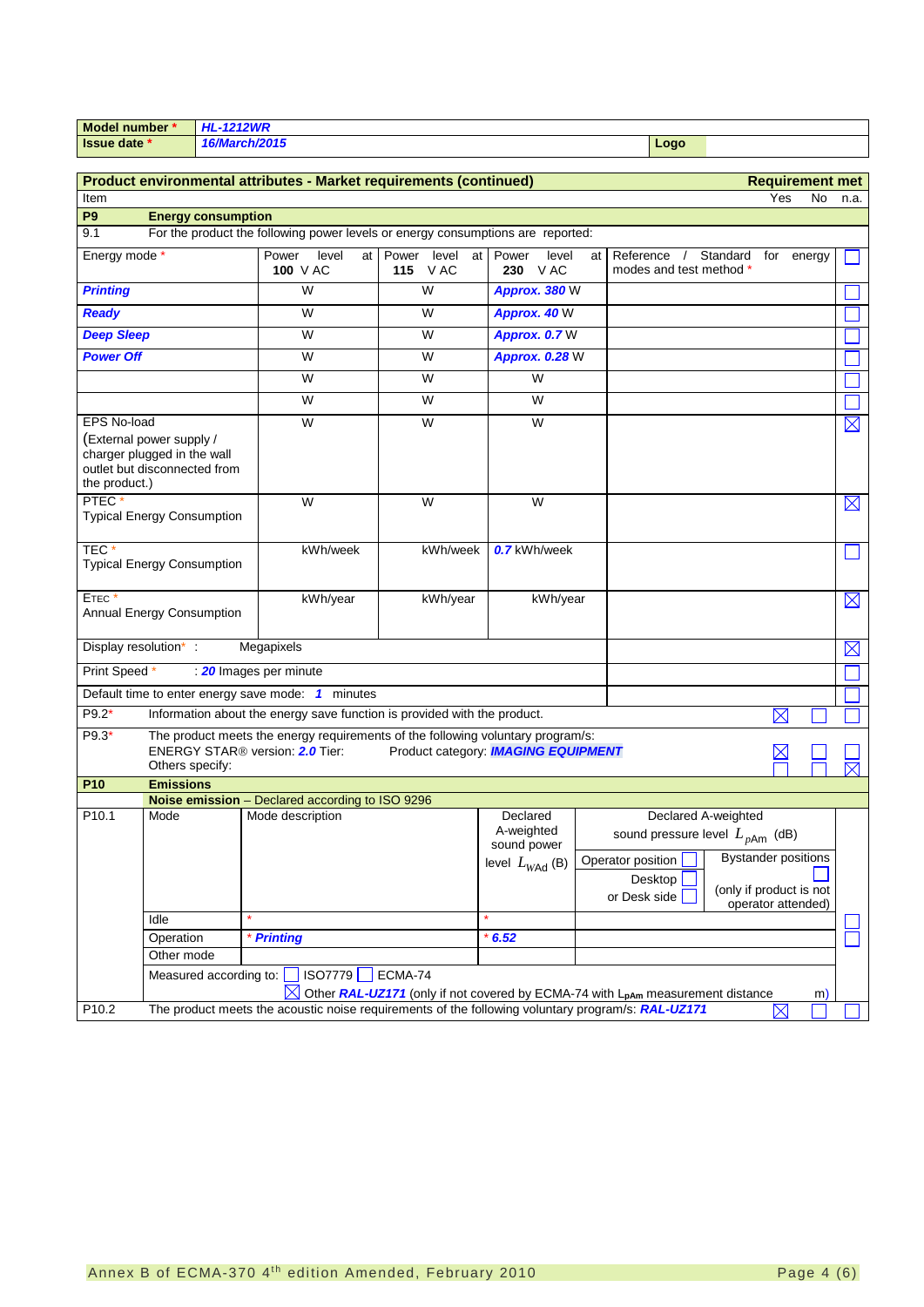| Model number * | *HL-1212WR* | | |
|---|---|---|---|
| Issue date * | *16/March/2015* | Logo | |

**Product environmental attributes - Market requirements (continued)** — **Requirement met**

| Item | | | | | | Yes | No | n.a. |
|---|---|---|---|---|---|---|---|---|
| **P9** | **Energy consumption** | | | | | | | |
| 9.1 | For the product the following power levels or energy consumptions are reported: | | | | | | | |
| Energy mode * | | Power level at **100** V AC | Power level at **115** V AC | Power level at **230** V AC | Reference / Standard for energy modes and test method * | | | ☐ |
| ***Printing*** | | W | W | ***Approx. 380*** W | | | | ☐ |
| ***Ready*** | | W | W | ***Approx. 40*** W | | | | ☐ |
| ***Deep Sleep*** | | W | W | ***Approx. 0.7*** W | | | | ☐ |
| ***Power Off*** | | W | W | ***Approx. 0.28*** W | | | | ☐ |
| | | W | W | W | | | | ☐ |
| | | W | W | W | | | | ☐ |
| EPS No-load (External power supply / charger plugged in the wall outlet but disconnected from the product.) | | W | W | W | | | | ☒ |
| PTEC * Typical Energy Consumption | | W | W | W | | | | ☒ |
| TEC * Typical Energy Consumption | | kWh/week | kWh/week | ***0.7*** kWh/week | | | | ☐ |
| ETEC * Annual Energy Consumption | | kWh/year | kWh/year | kWh/year | | | | ☒ |
| Display resolution* : Megapixels | | | | | | | | ☒ |
| Print Speed * : ***20*** Images per minute | | | | | | | | ☐ |
| Default time to enter energy save mode: ***1*** minutes | | | | | | | | ☐ |
| P9.2* | Information about the energy save function is provided with the product. | | | | | ☒ | ☐ | ☐ |
| P9.3* | The product meets the energy requirements of the following voluntary program/s: ENERGY STAR® version: ***2.0*** Tier: Product category: ***IMAGING EQUIPMENT*** | | | | | ☒ | ☐ | ☐ |
| | Others specify: | | | | | ☐ | ☐ | ☒ |

| **P10** | **Emissions** | | | | | | | |
|---|---|---|---|---|---|---|---|---|
| | **Noise emission** – Declared according to ISO 9296 | | | | | | | |
| P10.1 | Mode | Mode description | Declared A-weighted sound power level $L_{WAd}$ (B) | Declared A-weighted sound pressure level $L_{pAm}$ (dB): Operator position ☐ Desktop ☐ or Desk side ☐ | Bystander positions ☐ (only if product is not operator attended) | | | |
| | Idle | * | * | | | | | ☐ |
| | Operation | * ***Printing*** | * ***6.52*** | | | | | ☐ |
| | Other mode | | | | | | | |
| | Measured according to: ☐ ISO7779 ☐ ECMA-74 ☒ Other ***RAL-UZ171*** (only if not covered by ECMA-74 with $L_{pAm}$ measurement distance m) | | | | | | | |
| P10.2 | The product meets the acoustic noise requirements of the following voluntary program/s: ***RAL-UZ171*** | | | | | ☒ | ☐ | ☐ |

Annex B of ECMA-370 4th edition Amended, February 2010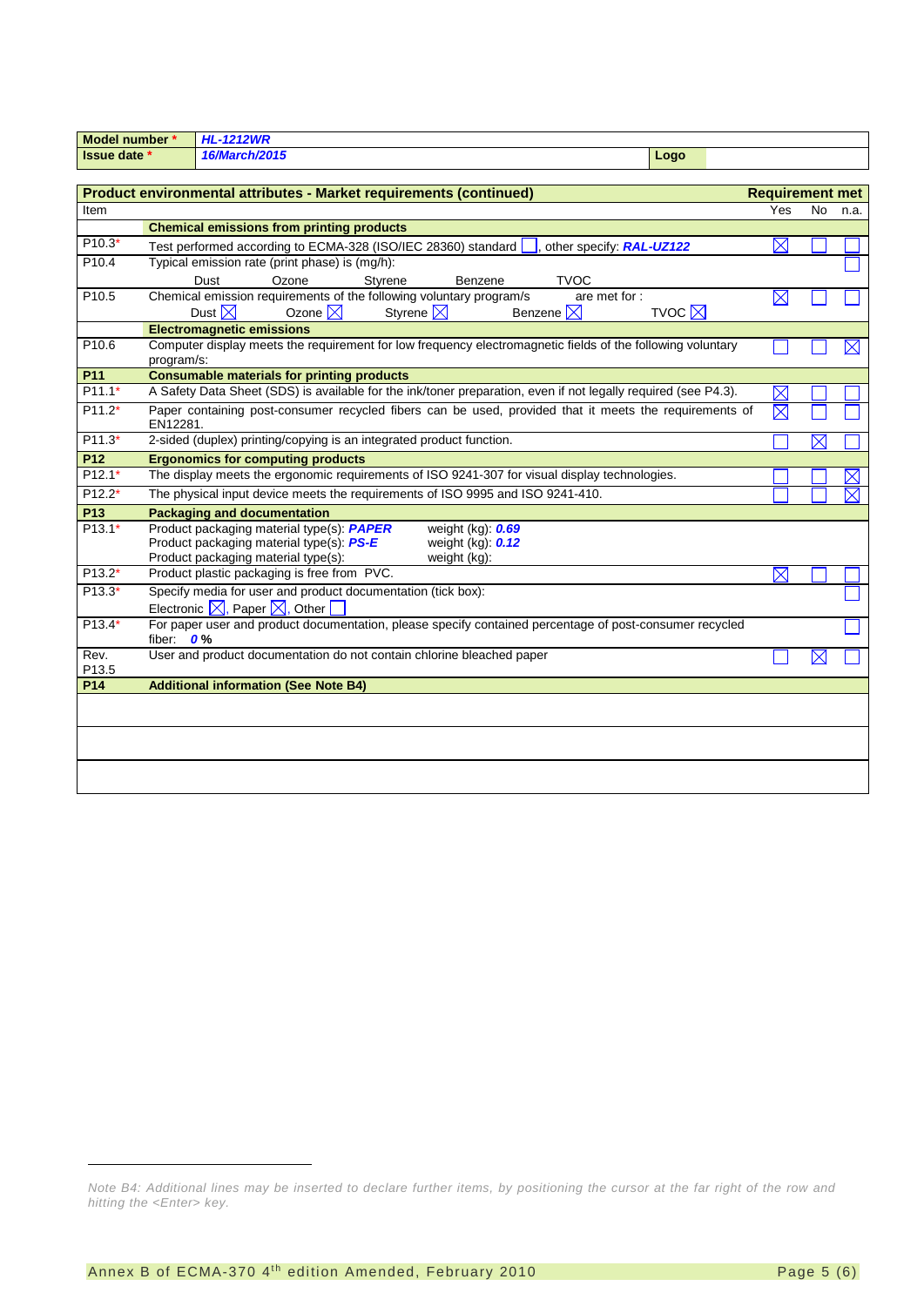| **Model number \*** | ***HL-1212WR*** | | |
|---|---|---|---|
| **Issue date \*** | ***16/March/2015*** | **Logo** | |

| **Product environmental attributes - Market requirements (continued)** | | **Requirement met** | | |
|---|---|---|---|---|
| Item | | Yes | No | n.a. |
| | **Chemical emissions from printing products** | | | |
| P10.3\* | Test performed according to ECMA-328 (ISO/IEC 28360) standard ☐, other specify: ***RAL-UZ122*** | ☒ | ☐ | ☐ |
| P10.4 | Typical emission rate (print phase) is (mg/h): Dust Ozone Styrene Benzene TVOC | | | ☐ |
| P10.5 | Chemical emission requirements of the following voluntary program/s are met for : Dust ☒ Ozone ☒ Styrene ☒ Benzene ☒ TVOC ☒ | ☒ | ☐ | ☐ |
| | **Electromagnetic emissions** | | | |
| P10.6 | Computer display meets the requirement for low frequency electromagnetic fields of the following voluntary program/s: | ☐ | ☐ | ☒ |
| **P11** | **Consumable materials for printing products** | | | |
| P11.1\* | A Safety Data Sheet (SDS) is available for the ink/toner preparation, even if not legally required (see P4.3). | ☒ | ☐ | ☐ |
| P11.2\* | Paper containing post-consumer recycled fibers can be used, provided that it meets the requirements of EN12281. | ☒ | ☐ | ☐ |
| P11.3\* | 2-sided (duplex) printing/copying is an integrated product function. | ☐ | ☒ | ☐ |
| **P12** | **Ergonomics for computing products** | | | |
| P12.1\* | The display meets the ergonomic requirements of ISO 9241-307 for visual display technologies. | ☐ | ☐ | ☒ |
| P12.2\* | The physical input device meets the requirements of ISO 9995 and ISO 9241-410. | ☐ | ☐ | ☒ |
| **P13** | **Packaging and documentation** | | | |
| P13.1\* | Product packaging material type(s): ***PAPER*** weight (kg): ***0.69***<br>Product packaging material type(s): ***PS-E*** weight (kg): ***0.12***<br>Product packaging material type(s): weight (kg): | | | |
| P13.2\* | Product plastic packaging is free from PVC. | ☒ | ☐ | ☐ |
| P13.3\* | Specify media for user and product documentation (tick box):<br>Electronic ☒, Paper ☒, Other ☐ | | | ☐ |
| P13.4\* | For paper user and product documentation, please specify contained percentage of post-consumer recycled fiber: ***0*** **%** | | | ☐ |
| Rev. P13.5 | User and product documentation do not contain chlorine bleached paper | ☐ | ☒ | ☐ |
| **P14** | **Additional information (See Note B4)** | | | |
| | | | | |
| | | | | |
| | | | | |

*Note B4: Additional lines may be inserted to declare further items, by positioning the cursor at the far right of the row and hitting the <Enter> key.*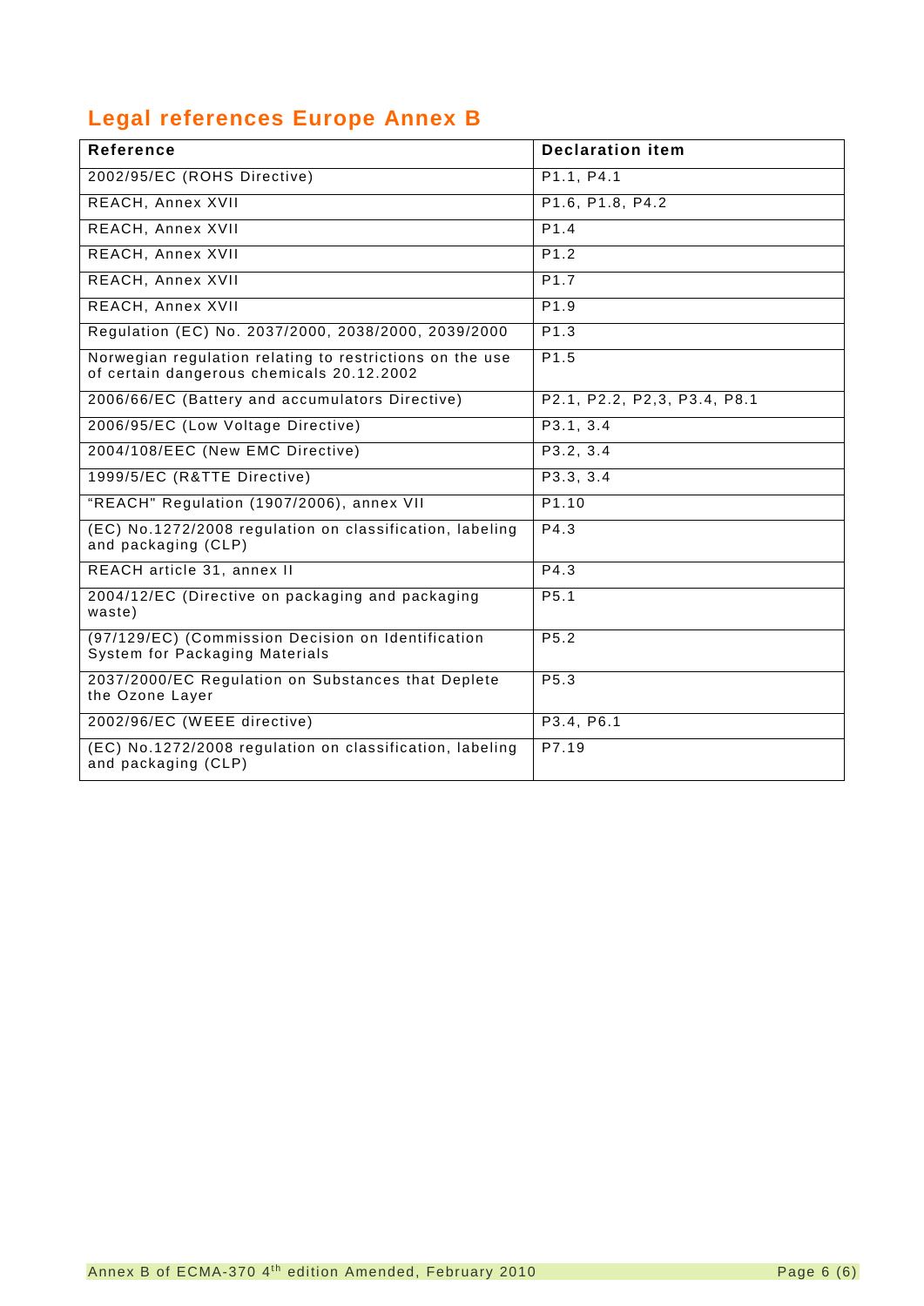## Legal references Europe Annex B

| Reference | Declaration item |
|---|---|
| 2002/95/EC (ROHS Directive) | P1.1, P4.1 |
| REACH, Annex XVII | P1.6, P1.8, P4.2 |
| REACH, Annex XVII | P1.4 |
| REACH, Annex XVII | P1.2 |
| REACH, Annex XVII | P1.7 |
| REACH, Annex XVII | P1.9 |
| Regulation (EC) No. 2037/2000, 2038/2000, 2039/2000 | P1.3 |
| Norwegian regulation relating to restrictions on the use of certain dangerous chemicals 20.12.2002 | P1.5 |
| 2006/66/EC (Battery and accumulators Directive) | P2.1, P2.2, P2,3, P3.4, P8.1 |
| 2006/95/EC (Low Voltage Directive) | P3.1, 3.4 |
| 2004/108/EEC (New EMC Directive) | P3.2, 3.4 |
| 1999/5/EC (R&TTE Directive) | P3.3, 3.4 |
| "REACH" Regulation (1907/2006), annex VII | P1.10 |
| (EC) No.1272/2008 regulation on classification, labeling and packaging (CLP) | P4.3 |
| REACH article 31, annex II | P4.3 |
| 2004/12/EC (Directive on packaging and packaging waste) | P5.1 |
| (97/129/EC) (Commission Decision on Identification System for Packaging Materials | P5.2 |
| 2037/2000/EC Regulation on Substances that Deplete the Ozone Layer | P5.3 |
| 2002/96/EC (WEEE directive) | P3.4, P6.1 |
| (EC) No.1272/2008 regulation on classification, labeling and packaging (CLP) | P7.19 |